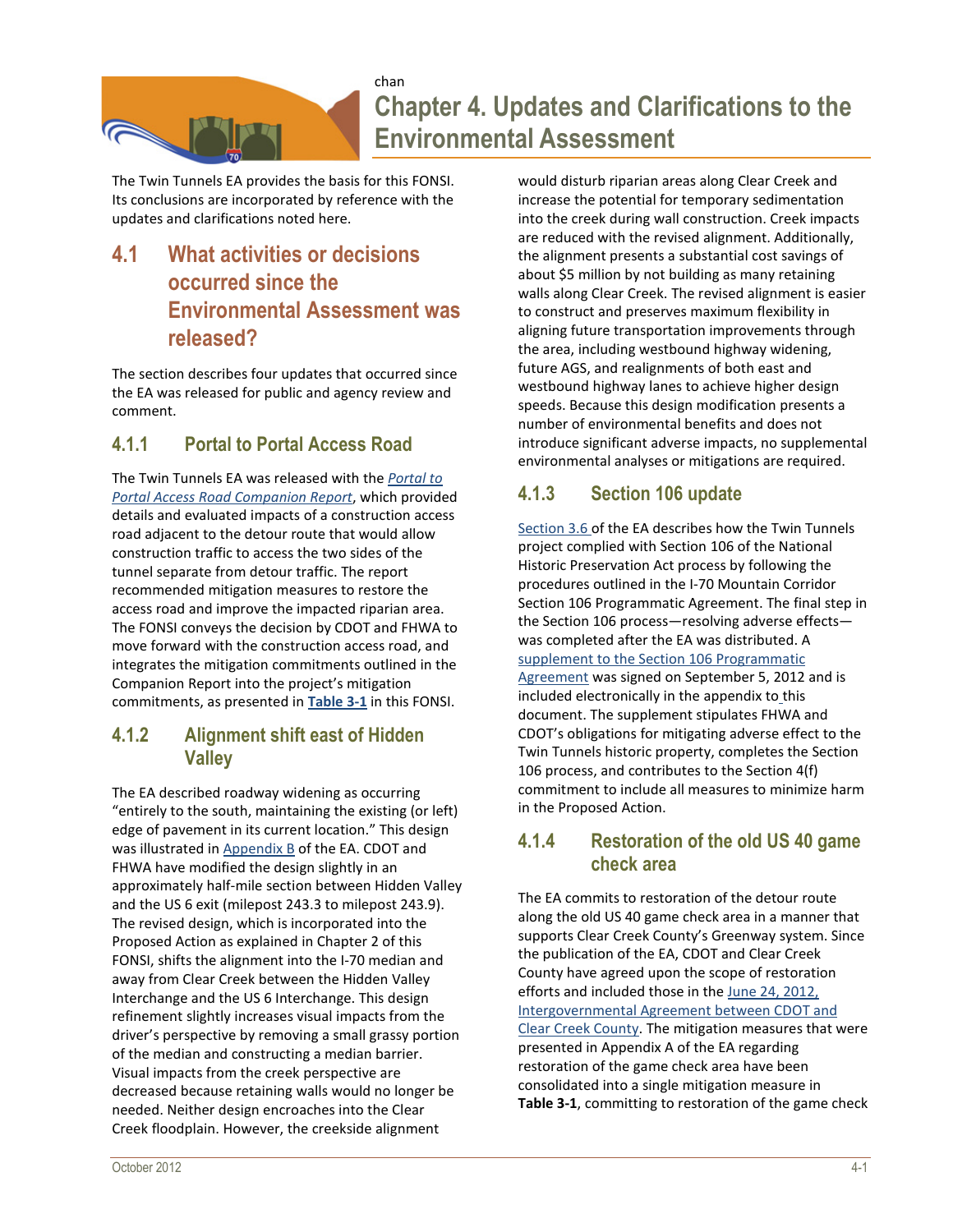chan

# Chapter 4. Updates and Clarifications to the Environmental Assessment

The Twin Tunnels EA provides the basis for this FONSI. Its conclusions are incorporated by reference with the updates and clarifications noted here.

## 4.1 What activities or decisions occurred since the Environmental Assessment was released?

The section describes four updates that occurred since the EA was released for public and agency review and comment.

### 4.1.1 Portal to Portal Access Road

The Twin Tunnels EA was released with the *Portal to Portal Access Road Companion Report*, which provided details and evaluated impacts of a construction access road adjacent to the detour route that would allow construction traffic to access the two sides of the tunnel separate from detour traffic. The report recommended mitigation measures to restore the access road and improve the impacted riparian area. The FONSI conveys the decision by CDOT and FHWA to move forward with the construction access road, and integrates the mitigation commitments outlined in the Companion Report into the project's mitigation commitments, as presented in **Table 3-1** in this FONSI.

### 4.1.2 Alignment shift east of Hidden Valley

The EA described roadway widening as occurring "entirely to the south, maintaining the existing (or left) edge of pavement in its current location." This design was illustrated in Appendix B of the EA. CDOT and FHWA have modified the design slightly in an approximately half-mile section between Hidden Valley and the US 6 exit (milepost 243.3 to milepost 243.9). The revised design, which is incorporated into the Proposed Action as explained in Chapter 2 of this FONSI, shifts the alignment into the I-70 median and away from Clear Creek between the Hidden Valley Interchange and the US 6 Interchange. This design refinement slightly increases visual impacts from the driver's perspective by removing a small grassy portion of the median and constructing a median barrier. Visual impacts from the creek perspective are decreased because retaining walls would no longer be needed. Neither design encroaches into the Clear Creek floodplain. However, the creekside alignment would disturb riparian areas along Clear Creek and increase the potential for temporary sedimentation into the creek during wall construction. Creek impacts are reduced with the revised alignment. Additionally, the alignment presents a substantial cost savings of about $5 million by not building as many retaining walls along Clear Creek. The revised alignment is easier to construct and preserves maximum flexibility in aligning future transportation improvements through the area, including westbound highway widening, future AGS, and realignments of both east and westbound highway lanes to achieve higher design speeds. Because this design modification presents a number of environmental benefits and does not introduce significant adverse impacts, no supplemental environmental analyses or mitigations are required.

### 4.1.3 Section 106 update

Section 3.6 of the EA describes how the Twin Tunnels project complied with Section 106 of the National Historic Preservation Act process by following the procedures outlined in the I-70 Mountain Corridor Section 106 Programmatic Agreement. The final step in the Section 106 process—resolving adverse effects—was completed after the EA was distributed. A supplement to the Section 106 Programmatic Agreement was signed on September 5, 2012 and is included electronically in the appendix to this document. The supplement stipulates FHWA and CDOT's obligations for mitigating adverse effect to the Twin Tunnels historic property, completes the Section 106 process, and contributes to the Section 4(f) commitment to include all measures to minimize harm in the Proposed Action.

### 4.1.4 Restoration of the old US 40 game check area

The EA commits to restoration of the detour route along the old US 40 game check area in a manner that supports Clear Creek County's Greenway system. Since the publication of the EA, CDOT and Clear Creek County have agreed upon the scope of restoration efforts and included those in the June 24, 2012, Intergovernmental Agreement between CDOT and Clear Creek County. The mitigation measures that were presented in Appendix A of the EA regarding restoration of the game check area have been consolidated into a single mitigation measure in **Table 3-1**, committing to restoration of the game check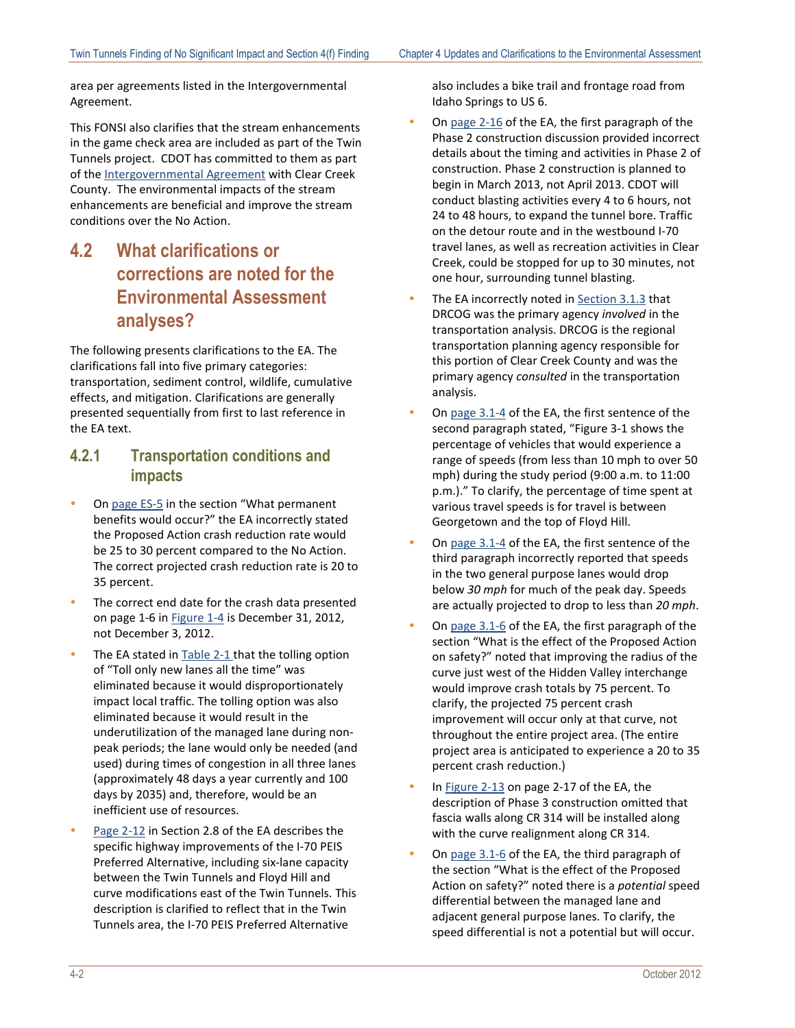area per agreements listed in the Intergovernmental Agreement.

This FONSI also clarifies that the stream enhancements in the game check area are included as part of the Twin Tunnels project. CDOT has committed to them as part of the Intergovernmental Agreement with Clear Creek County. The environmental impacts of the stream enhancements are beneficial and improve the stream conditions over the No Action.

## 4.2 What clarifications or corrections are noted for the Environmental Assessment analyses?

The following presents clarifications to the EA. The clarifications fall into five primary categories: transportation, sediment control, wildlife, cumulative effects, and mitigation. Clarifications are generally presented sequentially from first to last reference in the EA text.

### 4.2.1 Transportation conditions and impacts

- On page ES-5 in the section "What permanent benefits would occur?" the EA incorrectly stated the Proposed Action crash reduction rate would be 25 to 30 percent compared to the No Action. The correct projected crash reduction rate is 20 to 35 percent.
- The correct end date for the crash data presented on page 1-6 in Figure 1-4 is December 31, 2012, not December 3, 2012.
- The EA stated in Table 2-1 that the tolling option of "Toll only new lanes all the time" was eliminated because it would disproportionately impact local traffic. The tolling option was also eliminated because it would result in the underutilization of the managed lane during non-peak periods; the lane would only be needed (and used) during times of congestion in all three lanes (approximately 48 days a year currently and 100 days by 2035) and, therefore, would be an inefficient use of resources.
- Page 2-12 in Section 2.8 of the EA describes the specific highway improvements of the I-70 PEIS Preferred Alternative, including six-lane capacity between the Twin Tunnels and Floyd Hill and curve modifications east of the Twin Tunnels. This description is clarified to reflect that in the Twin Tunnels area, the I-70 PEIS Preferred Alternative also includes a bike trail and frontage road from Idaho Springs to US 6.
- On page 2-16 of the EA, the first paragraph of the Phase 2 construction discussion provided incorrect details about the timing and activities in Phase 2 of construction. Phase 2 construction is planned to begin in March 2013, not April 2013. CDOT will conduct blasting activities every 4 to 6 hours, not 24 to 48 hours, to expand the tunnel bore. Traffic on the detour route and in the westbound I-70 travel lanes, as well as recreation activities in Clear Creek, could be stopped for up to 30 minutes, not one hour, surrounding tunnel blasting.
- The EA incorrectly noted in Section 3.1.3 that DRCOG was the primary agency *involved* in the transportation analysis. DRCOG is the regional transportation planning agency responsible for this portion of Clear Creek County and was the primary agency *consulted* in the transportation analysis.
- On page 3.1-4 of the EA, the first sentence of the second paragraph stated, "Figure 3-1 shows the percentage of vehicles that would experience a range of speeds (from less than 10 mph to over 50 mph) during the study period (9:00 a.m. to 11:00 p.m.)." To clarify, the percentage of time spent at various travel speeds is for travel is between Georgetown and the top of Floyd Hill.
- On page 3.1-4 of the EA, the first sentence of the third paragraph incorrectly reported that speeds in the two general purpose lanes would drop below *30 mph* for much of the peak day. Speeds are actually projected to drop to less than *20 mph*.
- On page 3.1-6 of the EA, the first paragraph of the section "What is the effect of the Proposed Action on safety?" noted that improving the radius of the curve just west of the Hidden Valley interchange would improve crash totals by 75 percent. To clarify, the projected 75 percent crash improvement will occur only at that curve, not throughout the entire project area. (The entire project area is anticipated to experience a 20 to 35 percent crash reduction.)
- In Figure 2-13 on page 2-17 of the EA, the description of Phase 3 construction omitted that fascia walls along CR 314 will be installed along with the curve realignment along CR 314.
- On page 3.1-6 of the EA, the third paragraph of the section "What is the effect of the Proposed Action on safety?" noted there is a *potential* speed differential between the managed lane and adjacent general purpose lanes. To clarify, the speed differential is not a potential but will occur.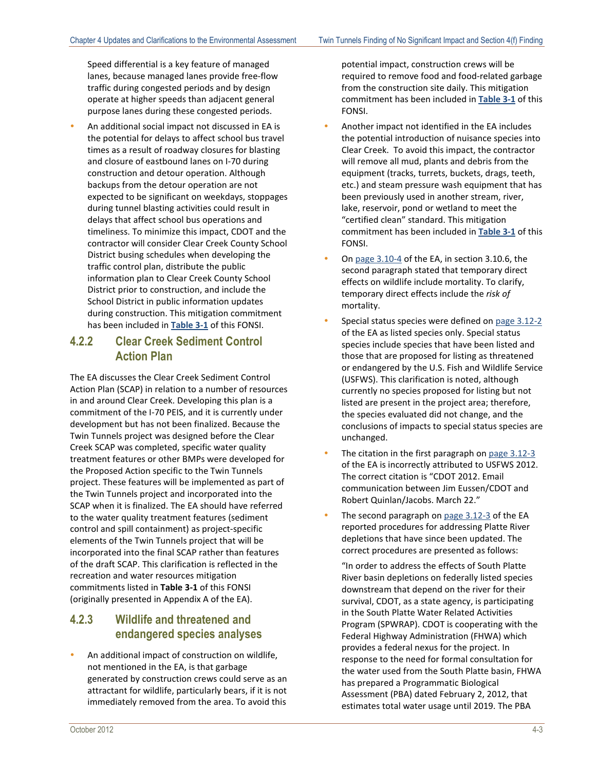Speed differential is a key feature of managed lanes, because managed lanes provide free-flow traffic during congested periods and by design operate at higher speeds than adjacent general purpose lanes during these congested periods.

- An additional social impact not discussed in EA is the potential for delays to affect school bus travel times as a result of roadway closures for blasting and closure of eastbound lanes on I-70 during construction and detour operation. Although backups from the detour operation are not expected to be significant on weekdays, stoppages during tunnel blasting activities could result in delays that affect school bus operations and timeliness. To minimize this impact, CDOT and the contractor will consider Clear Creek County School District busing schedules when developing the traffic control plan, distribute the public information plan to Clear Creek County School District prior to construction, and include the School District in public information updates during construction. This mitigation commitment has been included in **Table 3-1** of this FONSI.

### 4.2.2 Clear Creek Sediment Control Action Plan

The EA discusses the Clear Creek Sediment Control Action Plan (SCAP) in relation to a number of resources in and around Clear Creek. Developing this plan is a commitment of the I-70 PEIS, and it is currently under development but has not been finalized. Because the Twin Tunnels project was designed before the Clear Creek SCAP was completed, specific water quality treatment features or other BMPs were developed for the Proposed Action specific to the Twin Tunnels project. These features will be implemented as part of the Twin Tunnels project and incorporated into the SCAP when it is finalized. The EA should have referred to the water quality treatment features (sediment control and spill containment) as project-specific elements of the Twin Tunnels project that will be incorporated into the final SCAP rather than features of the draft SCAP. This clarification is reflected in the recreation and water resources mitigation commitments listed in **Table 3-1** of this FONSI (originally presented in Appendix A of the EA).

### 4.2.3 Wildlife and threatened and endangered species analyses

- An additional impact of construction on wildlife, not mentioned in the EA, is that garbage generated by construction crews could serve as an attractant for wildlife, particularly bears, if it is not immediately removed from the area. To avoid this potential impact, construction crews will be required to remove food and food-related garbage from the construction site daily. This mitigation commitment has been included in **Table 3-1** of this FONSI.
- Another impact not identified in the EA includes the potential introduction of nuisance species into Clear Creek. To avoid this impact, the contractor will remove all mud, plants and debris from the equipment (tracks, turrets, buckets, drags, teeth, etc.) and steam pressure wash equipment that has been previously used in another stream, river, lake, reservoir, pond or wetland to meet the "certified clean" standard. This mitigation commitment has been included in **Table 3-1** of this FONSI.
- On page 3.10-4 of the EA, in section 3.10.6, the second paragraph stated that temporary direct effects on wildlife include mortality. To clarify, temporary direct effects include the *risk of* mortality.
- Special status species were defined on page 3.12-2 of the EA as listed species only. Special status species include species that have been listed and those that are proposed for listing as threatened or endangered by the U.S. Fish and Wildlife Service (USFWS). This clarification is noted, although currently no species proposed for listing but not listed are present in the project area; therefore, the species evaluated did not change, and the conclusions of impacts to special status species are unchanged.
- The citation in the first paragraph on page 3.12-3 of the EA is incorrectly attributed to USFWS 2012. The correct citation is "CDOT 2012. Email communication between Jim Eussen/CDOT and Robert Quinlan/Jacobs. March 22."
- The second paragraph on page 3.12-3 of the EA reported procedures for addressing Platte River depletions that have since been updated. The correct procedures are presented as follows:

  "In order to address the effects of South Platte River basin depletions on federally listed species downstream that depend on the river for their survival, CDOT, as a state agency, is participating in the South Platte Water Related Activities Program (SPWRAP). CDOT is cooperating with the Federal Highway Administration (FHWA) which provides a federal nexus for the project. In response to the need for formal consultation for the water used from the South Platte basin, FHWA has prepared a Programmatic Biological Assessment (PBA) dated February 2, 2012, that estimates total water usage until 2019. The PBA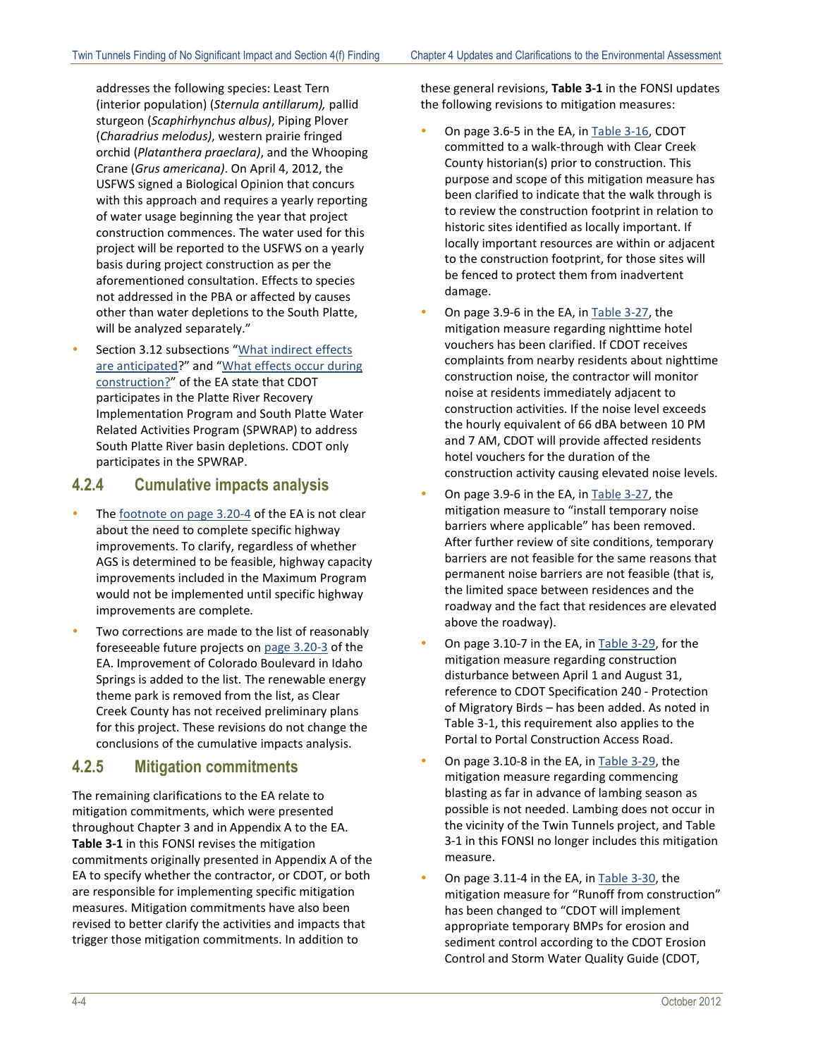addresses the following species: Least Tern (interior population) (*Sternula antillarum),* pallid sturgeon (*Scaphirhynchus albus)*, Piping Plover (*Charadrius melodus)*, western prairie fringed orchid (*Platanthera praeclara)*, and the Whooping Crane (*Grus americana)*. On April 4, 2012, the USFWS signed a Biological Opinion that concurs with this approach and requires a yearly reporting of water usage beginning the year that project construction commences. The water used for this project will be reported to the USFWS on a yearly basis during project construction as per the aforementioned consultation. Effects to species not addressed in the PBA or affected by causes other than water depletions to the South Platte, will be analyzed separately."

- Section 3.12 subsections "What indirect effects are anticipated?" and "What effects occur during construction?" of the EA state that CDOT participates in the Platte River Recovery Implementation Program and South Platte Water Related Activities Program (SPWRAP) to address South Platte River basin depletions. CDOT only participates in the SPWRAP.

### 4.2.4 Cumulative impacts analysis

- The footnote on page 3.20-4 of the EA is not clear about the need to complete specific highway improvements. To clarify, regardless of whether AGS is determined to be feasible, highway capacity improvements included in the Maximum Program would not be implemented until specific highway improvements are complete.
- Two corrections are made to the list of reasonably foreseeable future projects on page 3.20-3 of the EA. Improvement of Colorado Boulevard in Idaho Springs is added to the list. The renewable energy theme park is removed from the list, as Clear Creek County has not received preliminary plans for this project. These revisions do not change the conclusions of the cumulative impacts analysis.

### 4.2.5 Mitigation commitments

The remaining clarifications to the EA relate to mitigation commitments, which were presented throughout Chapter 3 and in Appendix A to the EA. **Table 3-1** in this FONSI revises the mitigation commitments originally presented in Appendix A of the EA to specify whether the contractor, or CDOT, or both are responsible for implementing specific mitigation measures. Mitigation commitments have also been revised to better clarify the activities and impacts that trigger those mitigation commitments. In addition to these general revisions, **Table 3-1** in the FONSI updates the following revisions to mitigation measures:

- On page 3.6-5 in the EA, in Table 3-16, CDOT committed to a walk-through with Clear Creek County historian(s) prior to construction. This purpose and scope of this mitigation measure has been clarified to indicate that the walk through is to review the construction footprint in relation to historic sites identified as locally important. If locally important resources are within or adjacent to the construction footprint, for those sites will be fenced to protect them from inadvertent damage.
- On page 3.9-6 in the EA, in Table 3-27, the mitigation measure regarding nighttime hotel vouchers has been clarified. If CDOT receives complaints from nearby residents about nighttime construction noise, the contractor will monitor noise at residents immediately adjacent to construction activities. If the noise level exceeds the hourly equivalent of 66 dBA between 10 PM and 7 AM, CDOT will provide affected residents hotel vouchers for the duration of the construction activity causing elevated noise levels.
- On page 3.9-6 in the EA, in Table 3-27, the mitigation measure to "install temporary noise barriers where applicable" has been removed. After further review of site conditions, temporary barriers are not feasible for the same reasons that permanent noise barriers are not feasible (that is, the limited space between residences and the roadway and the fact that residences are elevated above the roadway).
- On page 3.10-7 in the EA, in Table 3-29, for the mitigation measure regarding construction disturbance between April 1 and August 31, reference to CDOT Specification 240 - Protection of Migratory Birds – has been added. As noted in Table 3-1, this requirement also applies to the Portal to Portal Construction Access Road.
- On page 3.10-8 in the EA, in Table 3-29, the mitigation measure regarding commencing blasting as far in advance of lambing season as possible is not needed. Lambing does not occur in the vicinity of the Twin Tunnels project, and Table 3-1 in this FONSI no longer includes this mitigation measure.
- On page 3.11-4 in the EA, in Table 3-30, the mitigation measure for "Runoff from construction" has been changed to "CDOT will implement appropriate temporary BMPs for erosion and sediment control according to the CDOT Erosion Control and Storm Water Quality Guide (CDOT,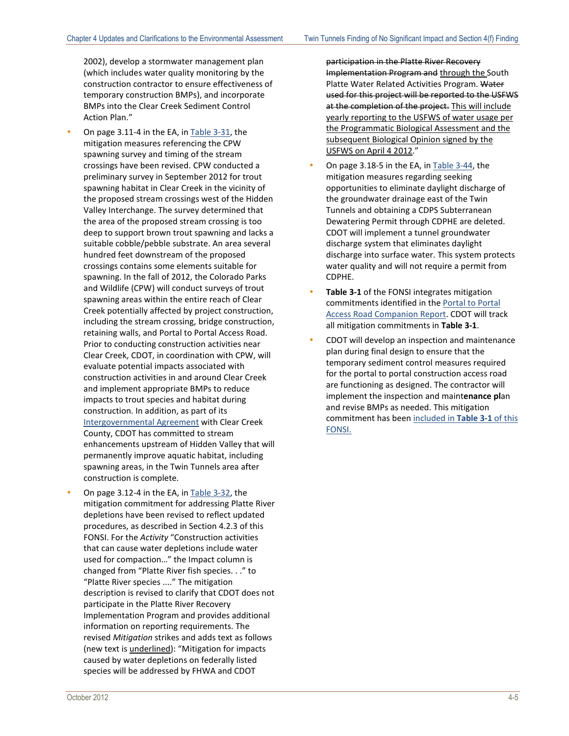2002), develop a stormwater management plan (which includes water quality monitoring by the construction contractor to ensure effectiveness of temporary construction BMPs), and incorporate BMPs into the Clear Creek Sediment Control Action Plan."

- On page 3.11-4 in the EA, in Table 3-31, the mitigation measures referencing the CPW spawning survey and timing of the stream crossings have been revised. CPW conducted a preliminary survey in September 2012 for trout spawning habitat in Clear Creek in the vicinity of the proposed stream crossings west of the Hidden Valley Interchange. The survey determined that the area of the proposed stream crossing is too deep to support brown trout spawning and lacks a suitable cobble/pebble substrate. An area several hundred feet downstream of the proposed crossings contains some elements suitable for spawning. In the fall of 2012, the Colorado Parks and Wildlife (CPW) will conduct surveys of trout spawning areas within the entire reach of Clear Creek potentially affected by project construction, including the stream crossing, bridge construction, retaining walls, and Portal to Portal Access Road. Prior to conducting construction activities near Clear Creek, CDOT, in coordination with CPW, will evaluate potential impacts associated with construction activities in and around Clear Creek and implement appropriate BMPs to reduce impacts to trout species and habitat during construction. In addition, as part of its Intergovernmental Agreement with Clear Creek County, CDOT has committed to stream enhancements upstream of Hidden Valley that will permanently improve aquatic habitat, including spawning areas, in the Twin Tunnels area after construction is complete.
- On page 3.12-4 in the EA, in Table 3-32, the mitigation commitment for addressing Platte River depletions have been revised to reflect updated procedures, as described in Section 4.2.3 of this FONSI. For the *Activity* "Construction activities that can cause water depletions include water used for compaction…" the Impact column is changed from "Platte River fish species. . ." to "Platte River species ...." The mitigation description is revised to clarify that CDOT does not participate in the Platte River Recovery Implementation Program and provides additional information on reporting requirements. The revised *Mitigation* strikes and adds text as follows (new text is <u>underlined</u>): "Mitigation for impacts caused by water depletions on federally listed species will be addressed by FHWA and CDOT ~~participation in the Platte River Recovery Implementation Program and~~ <u>through the</u> South Platte Water Related Activities Program. ~~Water used for this project will be reported to the USFWS at the completion of the project.~~ <u>This will include yearly reporting to the USFWS of water usage per the Programmatic Biological Assessment and the subsequent Biological Opinion signed by the USFWS on April 4 2012</u>."
- On page 3.18-5 in the EA, in Table 3-44, the mitigation measures regarding seeking opportunities to eliminate daylight discharge of the groundwater drainage east of the Twin Tunnels and obtaining a CDPS Subterranean Dewatering Permit through CDPHE are deleted. CDOT will implement a tunnel groundwater discharge system that eliminates daylight discharge into surface water. This system protects water quality and will not require a permit from CDPHE.
- **Table 3-1** of the FONSI integrates mitigation commitments identified in the Portal to Portal Access Road Companion Report. CDOT will track all mitigation commitments in **Table 3-1**.
- CDOT will develop an inspection and maintenance plan during final design to ensure that the temporary sediment control measures required for the portal to portal construction access road are functioning as designed. The contractor will implement the inspection and maintenance plan and revise BMPs as needed. This mitigation commitment has been included in **Table 3-1** of this FONSI.